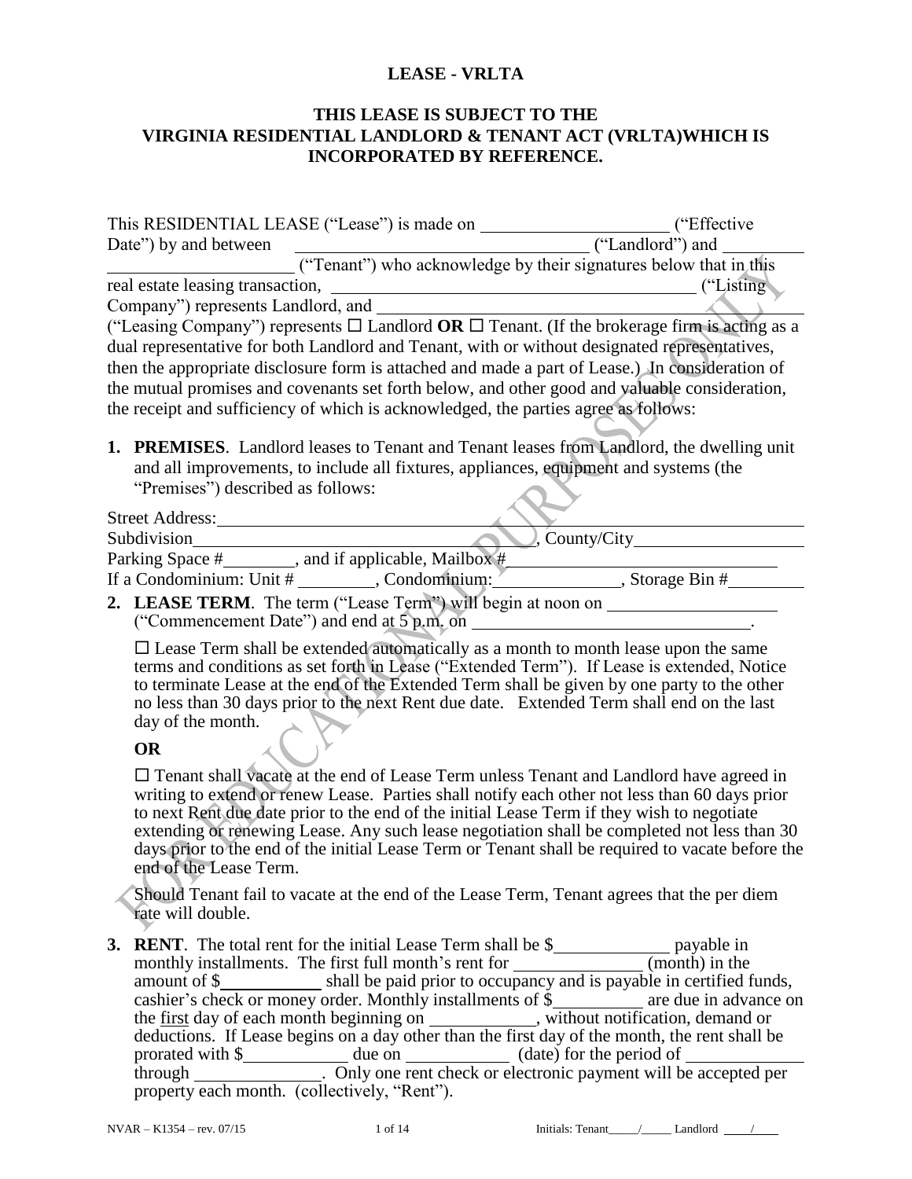# LEASE - VRLTA

## THIS LEASE IS SUBJECT TO THE VIRGINIA RESIDENTIAL LANDLORD & TENANT ACT (VRLTA)WHICH IS INCORPORATED BY REFERENCE.

This RESIDENTIAL LEASE ("Lease") is made on ____________________ ("Effective Date") by and between ______________________________ ("Landlord") and ______________________________ ("Tenant") who acknowledge by their signatures below that in this real estate leasing transaction, ________________________________________ ("Listing Company") represents Landlord, and ________________________________________ ("Leasing Company") represents ☐ Landlord **OR** ☐ Tenant. (If the brokerage firm is acting as a dual representative for both Landlord and Tenant, with or without designated representatives, then the appropriate disclosure form is attached and made a part of Lease.) In consideration of the mutual promises and covenants set forth below, and other good and valuable consideration, the receipt and sufficiency of which is acknowledged, the parties agree as follows:

1. **PREMISES**. Landlord leases to Tenant and Tenant leases from Landlord, the dwelling unit and all improvements, to include all fixtures, appliances, equipment and systems (the "Premises") described as follows:

Street Address: ______________________________________________________________

Subdivision ______________________________________, County/City ____________________

Parking Space # ________, and if applicable, Mailbox # ______________________________

If a Condominium: Unit # _________, Condominium: ______________, Storage Bin # _________

2. **LEASE TERM**. The term ("Lease Term") will begin at noon on ____________________ ("Commencement Date") and end at 5 p.m. on ________________________________.

   ☐ Lease Term shall be extended automatically as a month to month lease upon the same terms and conditions as set forth in Lease ("Extended Term"). If Lease is extended, Notice to terminate Lease at the end of the Extended Term shall be given by one party to the other no less than 30 days prior to the next Rent due date. Extended Term shall end on the last day of the month.

   **OR**

   ☐ Tenant shall vacate at the end of Lease Term unless Tenant and Landlord have agreed in writing to extend or renew Lease. Parties shall notify each other not less than 60 days prior to next Rent due date prior to the end of the initial Lease Term if they wish to negotiate extending or renewing Lease. Any such lease negotiation shall be completed not less than 30 days prior to the end of the initial Lease Term or Tenant shall be required to vacate before the end of the Lease Term.

   Should Tenant fail to vacate at the end of the Lease Term, Tenant agrees that the per diem rate will double.

3. **RENT**. The total rent for the initial Lease Term shall be $____________ payable in monthly installments. The first full month's rent for ______________ (month) in the amount of $___________ shall be paid prior to occupancy and is payable in certified funds, cashier's check or money order. Monthly installments of $__________ are due in advance on the first day of each month beginning on ____________, without notification, demand or deductions. If Lease begins on a day other than the first day of the month, the rent shall be prorated with $___________ due on ___________ (date) for the period of _____________ through ______________. Only one rent check or electronic payment will be accepted per property each month. (collectively, "Rent").

NVAR – K1354 – rev. 07/15

Initials: Tenant_____/_____ Landlord _____/_____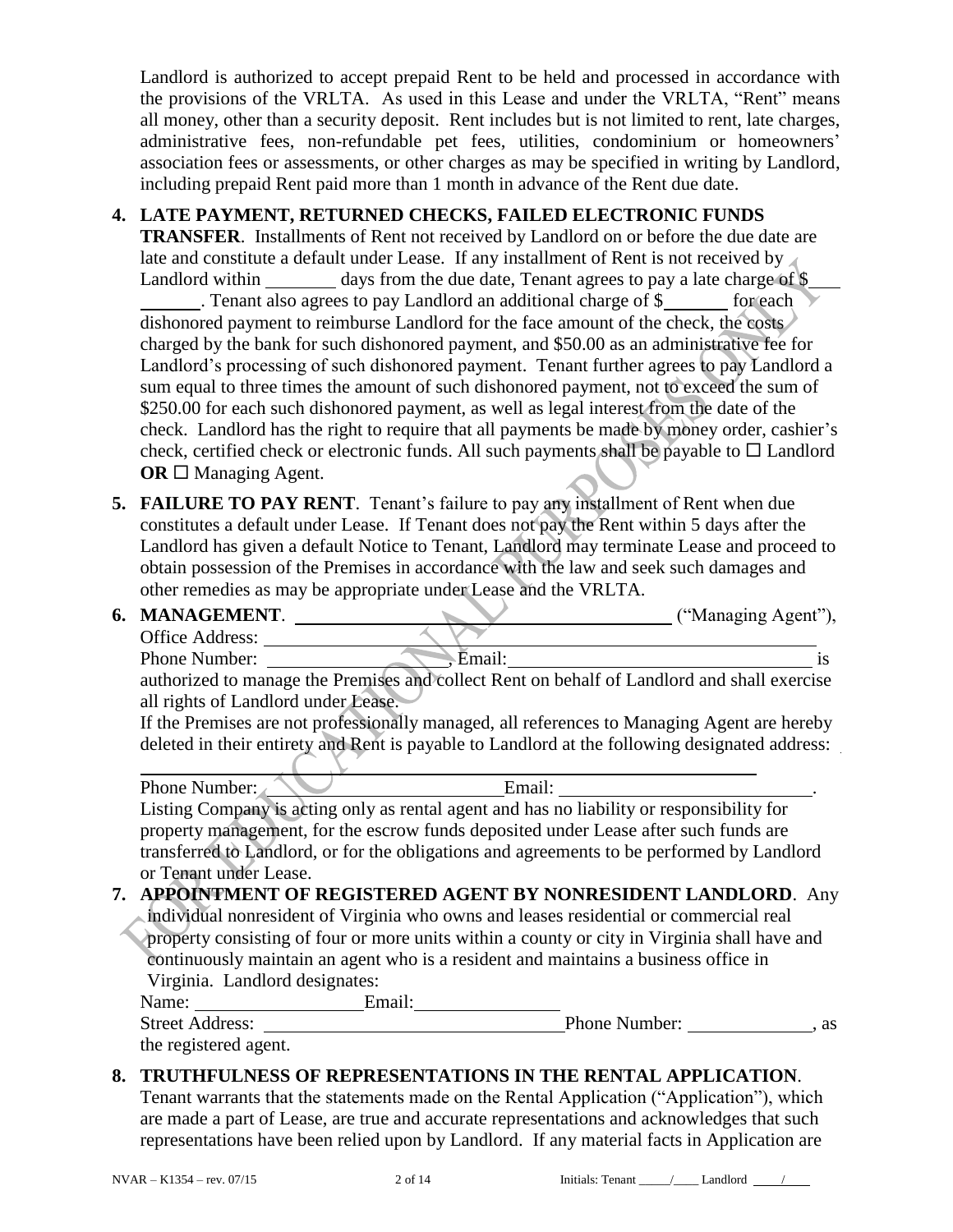Landlord is authorized to accept prepaid Rent to be held and processed in accordance with the provisions of the VRLTA. As used in this Lease and under the VRLTA, "Rent" means all money, other than a security deposit. Rent includes but is not limited to rent, late charges, administrative fees, non-refundable pet fees, utilities, condominium or homeowners' association fees or assessments, or other charges as may be specified in writing by Landlord, including prepaid Rent paid more than 1 month in advance of the Rent due date.

**4. LATE PAYMENT, RETURNED CHECKS, FAILED ELECTRONIC FUNDS TRANSFER**. Installments of Rent not received by Landlord on or before the due date are late and constitute a default under Lease. If any installment of Rent is not received by Landlord within ________ days from the due date, Tenant agrees to pay a late charge of $________. Tenant also agrees to pay Landlord an additional charge of $_______ for each dishonored payment to reimburse Landlord for the face amount of the check, the costs charged by the bank for such dishonored payment, and $50.00 as an administrative fee for Landlord's processing of such dishonored payment. Tenant further agrees to pay Landlord a sum equal to three times the amount of such dishonored payment, not to exceed the sum of $250.00 for each such dishonored payment, as well as legal interest from the date of the check. Landlord has the right to require that all payments be made by money order, cashier's check, certified check or electronic funds. All such payments shall be payable to ☐ Landlord **OR** ☐ Managing Agent.

**5. FAILURE TO PAY RENT**. Tenant's failure to pay any installment of Rent when due constitutes a default under Lease. If Tenant does not pay the Rent within 5 days after the Landlord has given a default Notice to Tenant, Landlord may terminate Lease and proceed to obtain possession of the Premises in accordance with the law and seek such damages and other remedies as may be appropriate under Lease and the VRLTA.

**6. MANAGEMENT**. ________________________________________ ("Managing Agent"), Office Address: ________________________________________
Phone Number: ________________, Email: ________________________________ is authorized to manage the Premises and collect Rent on behalf of Landlord and shall exercise all rights of Landlord under Lease.

If the Premises are not professionally managed, all references to Managing Agent are hereby deleted in their entirety and Rent is payable to Landlord at the following designated address:
________________________________________
Phone Number: ______________________ Email: ___________________________.

Listing Company is acting only as rental agent and has no liability or responsibility for property management, for the escrow funds deposited under Lease after such funds are transferred to Landlord, or for the obligations and agreements to be performed by Landlord or Tenant under Lease.

**7. APPOINTMENT OF REGISTERED AGENT BY NONRESIDENT LANDLORD**. Any individual nonresident of Virginia who owns and leases residential or commercial real property consisting of four or more units within a county or city in Virginia shall have and continuously maintain an agent who is a resident and maintains a business office in Virginia. Landlord designates:
Name: __________________ Email: ________________
Street Address: ________________________________ Phone Number: _____________, as the registered agent.

**8. TRUTHFULNESS OF REPRESENTATIONS IN THE RENTAL APPLICATION**. Tenant warrants that the statements made on the Rental Application ("Application"), which are made a part of Lease, are true and accurate representations and acknowledges that such representations have been relied upon by Landlord. If any material facts in Application are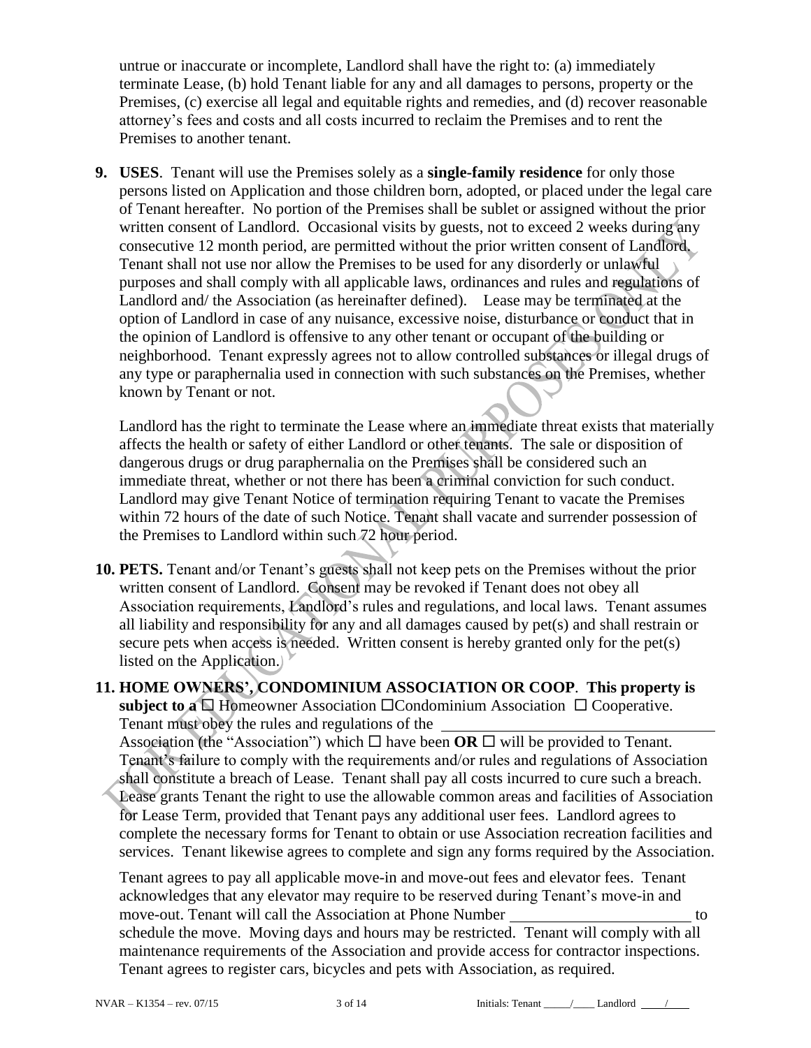untrue or inaccurate or incomplete, Landlord shall have the right to: (a) immediately terminate Lease, (b) hold Tenant liable for any and all damages to persons, property or the Premises, (c) exercise all legal and equitable rights and remedies, and (d) recover reasonable attorney's fees and costs and all costs incurred to reclaim the Premises and to rent the Premises to another tenant.

**9. USES**. Tenant will use the Premises solely as a **single-family residence** for only those persons listed on Application and those children born, adopted, or placed under the legal care of Tenant hereafter. No portion of the Premises shall be sublet or assigned without the prior written consent of Landlord. Occasional visits by guests, not to exceed 2 weeks during any consecutive 12 month period, are permitted without the prior written consent of Landlord. Tenant shall not use nor allow the Premises to be used for any disorderly or unlawful purposes and shall comply with all applicable laws, ordinances and rules and regulations of Landlord and/ the Association (as hereinafter defined). Lease may be terminated at the option of Landlord in case of any nuisance, excessive noise, disturbance or conduct that in the opinion of Landlord is offensive to any other tenant or occupant of the building or neighborhood. Tenant expressly agrees not to allow controlled substances or illegal drugs of any type or paraphernalia used in connection with such substances on the Premises, whether known by Tenant or not.

Landlord has the right to terminate the Lease where an immediate threat exists that materially affects the health or safety of either Landlord or other tenants. The sale or disposition of dangerous drugs or drug paraphernalia on the Premises shall be considered such an immediate threat, whether or not there has been a criminal conviction for such conduct. Landlord may give Tenant Notice of termination requiring Tenant to vacate the Premises within 72 hours of the date of such Notice. Tenant shall vacate and surrender possession of the Premises to Landlord within such 72 hour period.

**10. PETS.** Tenant and/or Tenant's guests shall not keep pets on the Premises without the prior written consent of Landlord. Consent may be revoked if Tenant does not obey all Association requirements, Landlord's rules and regulations, and local laws. Tenant assumes all liability and responsibility for any and all damages caused by pet(s) and shall restrain or secure pets when access is needed. Written consent is hereby granted only for the pet(s) listed on the Application.

**11. HOME OWNERS', CONDOMINIUM ASSOCIATION OR COOP**. **This property is subject to a** ☐ Homeowner Association ☐Condominium Association ☐ Cooperative. Tenant must obey the rules and regulations of the \_\_\_\_\_\_\_\_\_\_\_\_\_\_\_\_\_\_\_\_\_\_\_\_\_\_\_\_\_\_ Association (the "Association") which ☐ have been **OR** ☐ will be provided to Tenant. Tenant's failure to comply with the requirements and/or rules and regulations of Association shall constitute a breach of Lease. Tenant shall pay all costs incurred to cure such a breach. Lease grants Tenant the right to use the allowable common areas and facilities of Association for Lease Term, provided that Tenant pays any additional user fees. Landlord agrees to complete the necessary forms for Tenant to obtain or use Association recreation facilities and services. Tenant likewise agrees to complete and sign any forms required by the Association.

Tenant agrees to pay all applicable move-in and move-out fees and elevator fees. Tenant acknowledges that any elevator may require to be reserved during Tenant's move-in and move-out. Tenant will call the Association at Phone Number \_\_\_\_\_\_\_\_\_\_\_\_\_\_\_\_\_\_\_\_ to schedule the move. Moving days and hours may be restricted. Tenant will comply with all maintenance requirements of the Association and provide access for contractor inspections. Tenant agrees to register cars, bicycles and pets with Association, as required.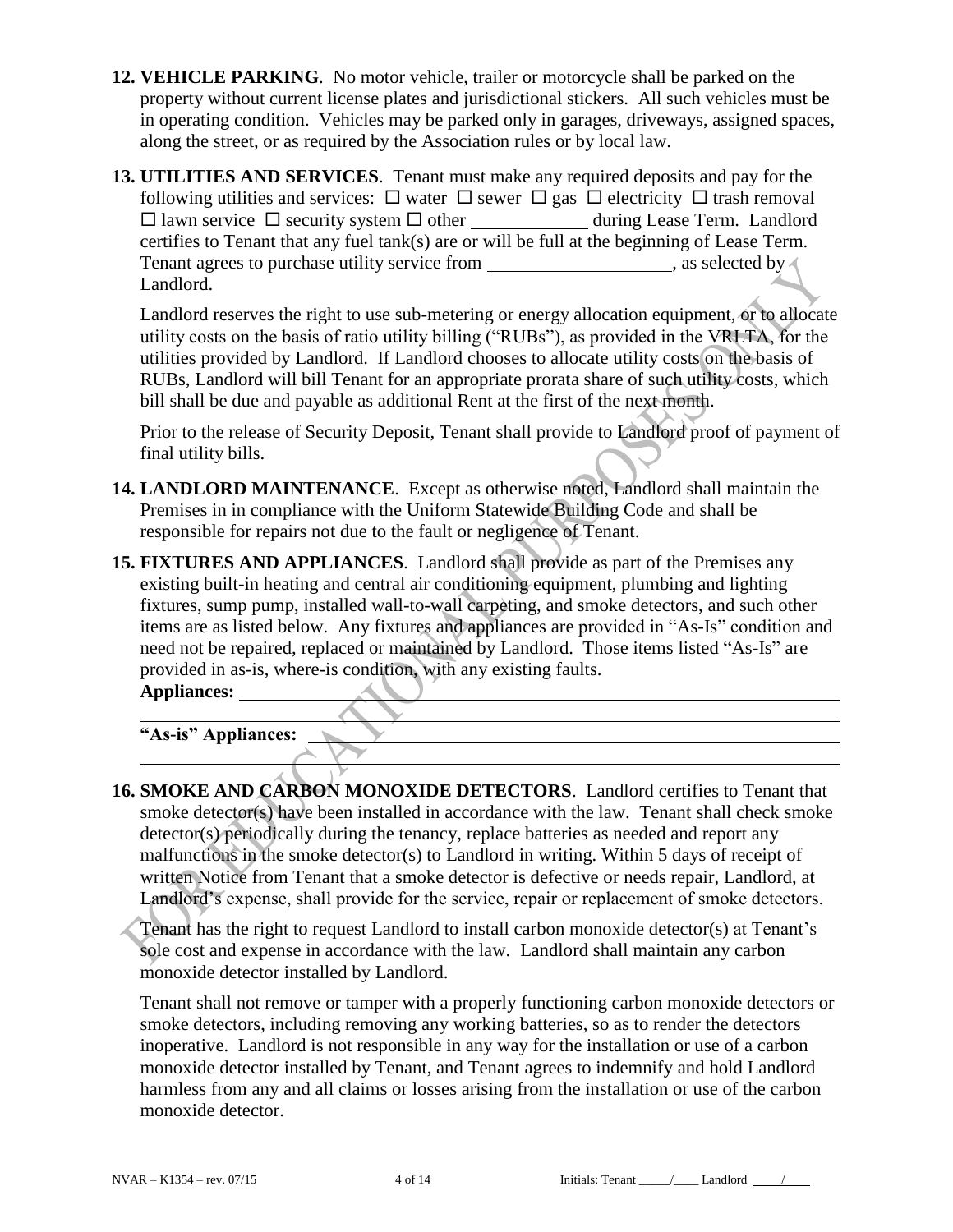**12. VEHICLE PARKING**. No motor vehicle, trailer or motorcycle shall be parked on the property without current license plates and jurisdictional stickers. All such vehicles must be in operating condition. Vehicles may be parked only in garages, driveways, assigned spaces, along the street, or as required by the Association rules or by local law.

**13. UTILITIES AND SERVICES**. Tenant must make any required deposits and pay for the following utilities and services: ☐ water ☐ sewer ☐ gas ☐ electricity ☐ trash removal ☐ lawn service ☐ security system ☐ other ____________ during Lease Term. Landlord certifies to Tenant that any fuel tank(s) are or will be full at the beginning of Lease Term. Tenant agrees to purchase utility service from ____________________, as selected by Landlord.

Landlord reserves the right to use sub-metering or energy allocation equipment, or to allocate utility costs on the basis of ratio utility billing ("RUBs"), as provided in the VRLTA, for the utilities provided by Landlord. If Landlord chooses to allocate utility costs on the basis of RUBs, Landlord will bill Tenant for an appropriate prorata share of such utility costs, which bill shall be due and payable as additional Rent at the first of the next month.

Prior to the release of Security Deposit, Tenant shall provide to Landlord proof of payment of final utility bills.

**14. LANDLORD MAINTENANCE**. Except as otherwise noted, Landlord shall maintain the Premises in in compliance with the Uniform Statewide Building Code and shall be responsible for repairs not due to the fault or negligence of Tenant.

**15. FIXTURES AND APPLIANCES**. Landlord shall provide as part of the Premises any existing built-in heating and central air conditioning equipment, plumbing and lighting fixtures, sump pump, installed wall-to-wall carpeting, and smoke detectors, and such other items are as listed below. Any fixtures and appliances are provided in "As-Is" condition and need not be repaired, replaced or maintained by Landlord. Those items listed "As-Is" are provided in as-is, where-is condition, with any existing faults.

**Appliances:** ____________________________________________________________

__________________________________________________________________________

**"As-is" Appliances:** ______________________________________________________

__________________________________________________________________________

**16. SMOKE AND CARBON MONOXIDE DETECTORS**. Landlord certifies to Tenant that smoke detector(s) have been installed in accordance with the law. Tenant shall check smoke detector(s) periodically during the tenancy, replace batteries as needed and report any malfunctions in the smoke detector(s) to Landlord in writing. Within 5 days of receipt of written Notice from Tenant that a smoke detector is defective or needs repair, Landlord, at Landlord's expense, shall provide for the service, repair or replacement of smoke detectors.

Tenant has the right to request Landlord to install carbon monoxide detector(s) at Tenant's sole cost and expense in accordance with the law. Landlord shall maintain any carbon monoxide detector installed by Landlord.

Tenant shall not remove or tamper with a properly functioning carbon monoxide detectors or smoke detectors, including removing any working batteries, so as to render the detectors inoperative. Landlord is not responsible in any way for the installation or use of a carbon monoxide detector installed by Tenant, and Tenant agrees to indemnify and hold Landlord harmless from any and all claims or losses arising from the installation or use of the carbon monoxide detector.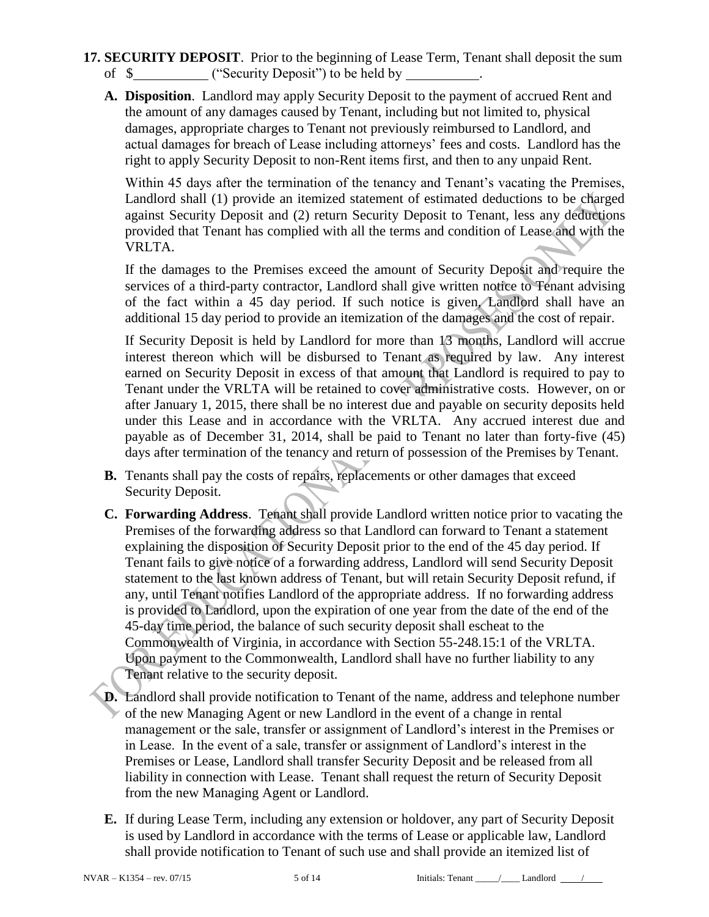**17. SECURITY DEPOSIT**. Prior to the beginning of Lease Term, Tenant shall deposit the sum of $__________ ("Security Deposit") to be held by __________.

**A. Disposition**. Landlord may apply Security Deposit to the payment of accrued Rent and the amount of any damages caused by Tenant, including but not limited to, physical damages, appropriate charges to Tenant not previously reimbursed to Landlord, and actual damages for breach of Lease including attorneys' fees and costs. Landlord has the right to apply Security Deposit to non-Rent items first, and then to any unpaid Rent.

Within 45 days after the termination of the tenancy and Tenant's vacating the Premises, Landlord shall (1) provide an itemized statement of estimated deductions to be charged against Security Deposit and (2) return Security Deposit to Tenant, less any deductions provided that Tenant has complied with all the terms and condition of Lease and with the VRLTA.

If the damages to the Premises exceed the amount of Security Deposit and require the services of a third-party contractor, Landlord shall give written notice to Tenant advising of the fact within a 45 day period. If such notice is given, Landlord shall have an additional 15 day period to provide an itemization of the damages and the cost of repair.

If Security Deposit is held by Landlord for more than 13 months, Landlord will accrue interest thereon which will be disbursed to Tenant as required by law. Any interest earned on Security Deposit in excess of that amount that Landlord is required to pay to Tenant under the VRLTA will be retained to cover administrative costs. However, on or after January 1, 2015, there shall be no interest due and payable on security deposits held under this Lease and in accordance with the VRLTA. Any accrued interest due and payable as of December 31, 2014, shall be paid to Tenant no later than forty-five (45) days after termination of the tenancy and return of possession of the Premises by Tenant.

**B.** Tenants shall pay the costs of repairs, replacements or other damages that exceed Security Deposit.

**C. Forwarding Address**. Tenant shall provide Landlord written notice prior to vacating the Premises of the forwarding address so that Landlord can forward to Tenant a statement explaining the disposition of Security Deposit prior to the end of the 45 day period. If Tenant fails to give notice of a forwarding address, Landlord will send Security Deposit statement to the last known address of Tenant, but will retain Security Deposit refund, if any, until Tenant notifies Landlord of the appropriate address. If no forwarding address is provided to Landlord, upon the expiration of one year from the date of the end of the 45-day time period, the balance of such security deposit shall escheat to the Commonwealth of Virginia, in accordance with Section 55-248.15:1 of the VRLTA. Upon payment to the Commonwealth, Landlord shall have no further liability to any Tenant relative to the security deposit.

**D.** Landlord shall provide notification to Tenant of the name, address and telephone number of the new Managing Agent or new Landlord in the event of a change in rental management or the sale, transfer or assignment of Landlord's interest in the Premises or in Lease. In the event of a sale, transfer or assignment of Landlord's interest in the Premises or Lease, Landlord shall transfer Security Deposit and be released from all liability in connection with Lease. Tenant shall request the return of Security Deposit from the new Managing Agent or Landlord.

**E.** If during Lease Term, including any extension or holdover, any part of Security Deposit is used by Landlord in accordance with the terms of Lease or applicable law, Landlord shall provide notification to Tenant of such use and shall provide an itemized list of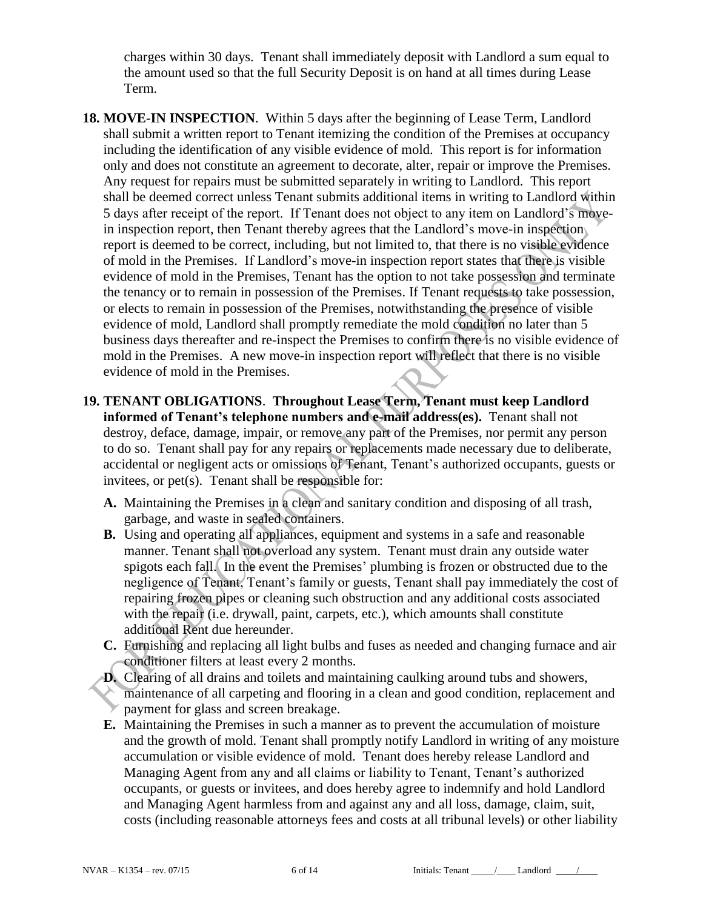charges within 30 days. Tenant shall immediately deposit with Landlord a sum equal to the amount used so that the full Security Deposit is on hand at all times during Lease Term.

**18. MOVE-IN INSPECTION**. Within 5 days after the beginning of Lease Term, Landlord shall submit a written report to Tenant itemizing the condition of the Premises at occupancy including the identification of any visible evidence of mold. This report is for information only and does not constitute an agreement to decorate, alter, repair or improve the Premises. Any request for repairs must be submitted separately in writing to Landlord. This report shall be deemed correct unless Tenant submits additional items in writing to Landlord within 5 days after receipt of the report. If Tenant does not object to any item on Landlord's move-in inspection report, then Tenant thereby agrees that the Landlord's move-in inspection report is deemed to be correct, including, but not limited to, that there is no visible evidence of mold in the Premises. If Landlord's move-in inspection report states that there is visible evidence of mold in the Premises, Tenant has the option to not take possession and terminate the tenancy or to remain in possession of the Premises. If Tenant requests to take possession, or elects to remain in possession of the Premises, notwithstanding the presence of visible evidence of mold, Landlord shall promptly remediate the mold condition no later than 5 business days thereafter and re-inspect the Premises to confirm there is no visible evidence of mold in the Premises. A new move-in inspection report will reflect that there is no visible evidence of mold in the Premises.

**19. TENANT OBLIGATIONS**. **Throughout Lease Term, Tenant must keep Landlord informed of Tenant's telephone numbers and e-mail address(es).** Tenant shall not destroy, deface, damage, impair, or remove any part of the Premises, nor permit any person to do so. Tenant shall pay for any repairs or replacements made necessary due to deliberate, accidental or negligent acts or omissions of Tenant, Tenant's authorized occupants, guests or invitees, or pet(s). Tenant shall be responsible for:

**A.** Maintaining the Premises in a clean and sanitary condition and disposing of all trash, garbage, and waste in sealed containers.

**B.** Using and operating all appliances, equipment and systems in a safe and reasonable manner. Tenant shall not overload any system. Tenant must drain any outside water spigots each fall. In the event the Premises' plumbing is frozen or obstructed due to the negligence of Tenant, Tenant's family or guests, Tenant shall pay immediately the cost of repairing frozen pipes or cleaning such obstruction and any additional costs associated with the repair (i.e. drywall, paint, carpets, etc.), which amounts shall constitute additional Rent due hereunder.

**C.** Furnishing and replacing all light bulbs and fuses as needed and changing furnace and air conditioner filters at least every 2 months.

**D.** Clearing of all drains and toilets and maintaining caulking around tubs and showers, maintenance of all carpeting and flooring in a clean and good condition, replacement and payment for glass and screen breakage.

**E.** Maintaining the Premises in such a manner as to prevent the accumulation of moisture and the growth of mold. Tenant shall promptly notify Landlord in writing of any moisture accumulation or visible evidence of mold. Tenant does hereby release Landlord and Managing Agent from any and all claims or liability to Tenant, Tenant's authorized occupants, or guests or invitees, and does hereby agree to indemnify and hold Landlord and Managing Agent harmless from and against any and all loss, damage, claim, suit, costs (including reasonable attorneys fees and costs at all tribunal levels) or other liability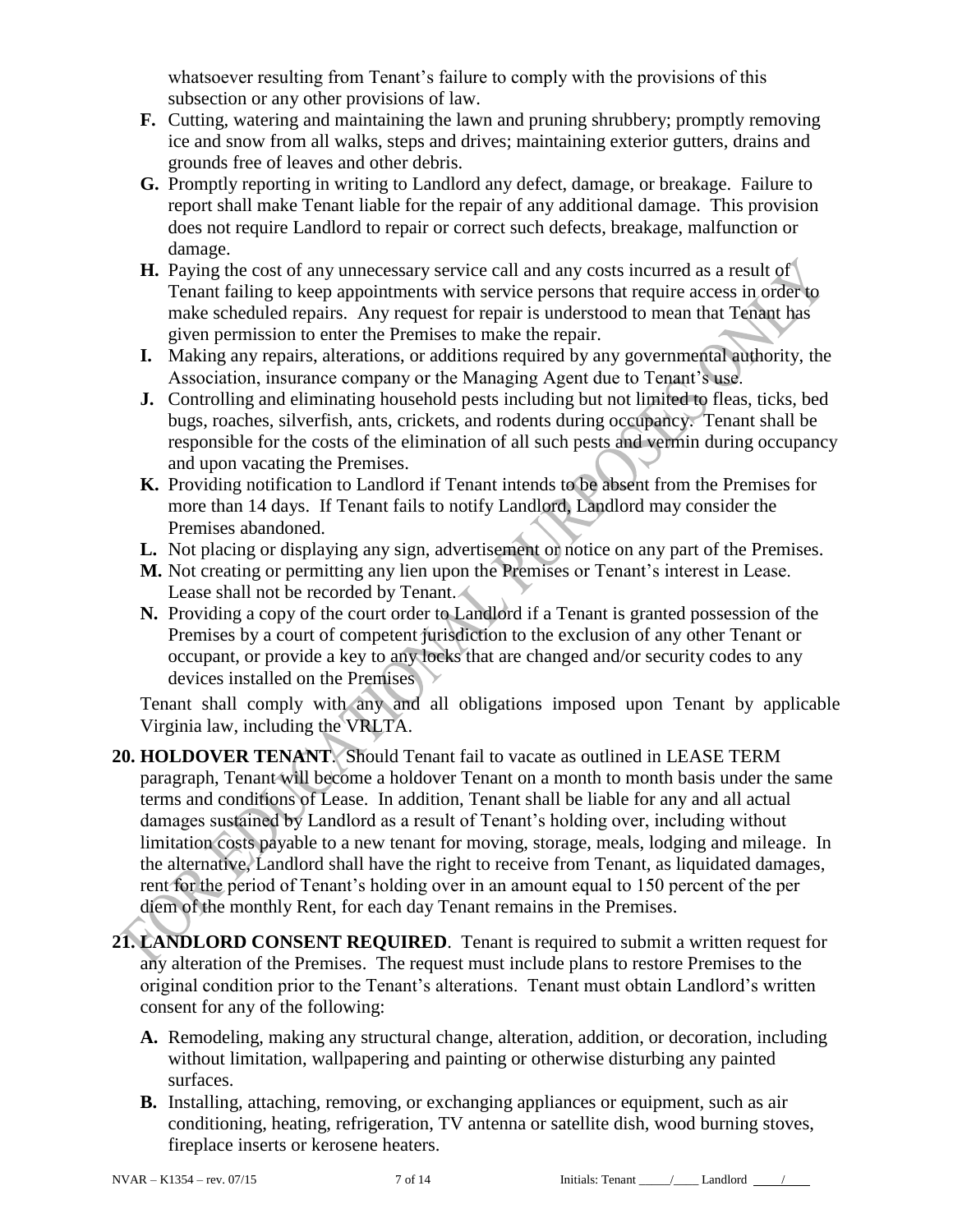whatsoever resulting from Tenant's failure to comply with the provisions of this subsection or any other provisions of law.

**F.** Cutting, watering and maintaining the lawn and pruning shrubbery; promptly removing ice and snow from all walks, steps and drives; maintaining exterior gutters, drains and grounds free of leaves and other debris.

**G.** Promptly reporting in writing to Landlord any defect, damage, or breakage. Failure to report shall make Tenant liable for the repair of any additional damage. This provision does not require Landlord to repair or correct such defects, breakage, malfunction or damage.

**H.** Paying the cost of any unnecessary service call and any costs incurred as a result of Tenant failing to keep appointments with service persons that require access in order to make scheduled repairs. Any request for repair is understood to mean that Tenant has given permission to enter the Premises to make the repair.

**I.** Making any repairs, alterations, or additions required by any governmental authority, the Association, insurance company or the Managing Agent due to Tenant's use.

**J.** Controlling and eliminating household pests including but not limited to fleas, ticks, bed bugs, roaches, silverfish, ants, crickets, and rodents during occupancy. Tenant shall be responsible for the costs of the elimination of all such pests and vermin during occupancy and upon vacating the Premises.

**K.** Providing notification to Landlord if Tenant intends to be absent from the Premises for more than 14 days. If Tenant fails to notify Landlord, Landlord may consider the Premises abandoned.

**L.** Not placing or displaying any sign, advertisement or notice on any part of the Premises.

**M.** Not creating or permitting any lien upon the Premises or Tenant's interest in Lease. Lease shall not be recorded by Tenant.

**N.** Providing a copy of the court order to Landlord if a Tenant is granted possession of the Premises by a court of competent jurisdiction to the exclusion of any other Tenant or occupant, or provide a key to any locks that are changed and/or security codes to any devices installed on the Premises

Tenant shall comply with any and all obligations imposed upon Tenant by applicable Virginia law, including the VRLTA.

**20. HOLDOVER TENANT**. Should Tenant fail to vacate as outlined in LEASE TERM paragraph, Tenant will become a holdover Tenant on a month to month basis under the same terms and conditions of Lease. In addition, Tenant shall be liable for any and all actual damages sustained by Landlord as a result of Tenant's holding over, including without limitation costs payable to a new tenant for moving, storage, meals, lodging and mileage. In the alternative, Landlord shall have the right to receive from Tenant, as liquidated damages, rent for the period of Tenant's holding over in an amount equal to 150 percent of the per diem of the monthly Rent, for each day Tenant remains in the Premises.

**21. LANDLORD CONSENT REQUIRED**. Tenant is required to submit a written request for any alteration of the Premises. The request must include plans to restore Premises to the original condition prior to the Tenant's alterations. Tenant must obtain Landlord's written consent for any of the following:

**A.** Remodeling, making any structural change, alteration, addition, or decoration, including without limitation, wallpapering and painting or otherwise disturbing any painted surfaces.

**B.** Installing, attaching, removing, or exchanging appliances or equipment, such as air conditioning, heating, refrigeration, TV antenna or satellite dish, wood burning stoves, fireplace inserts or kerosene heaters.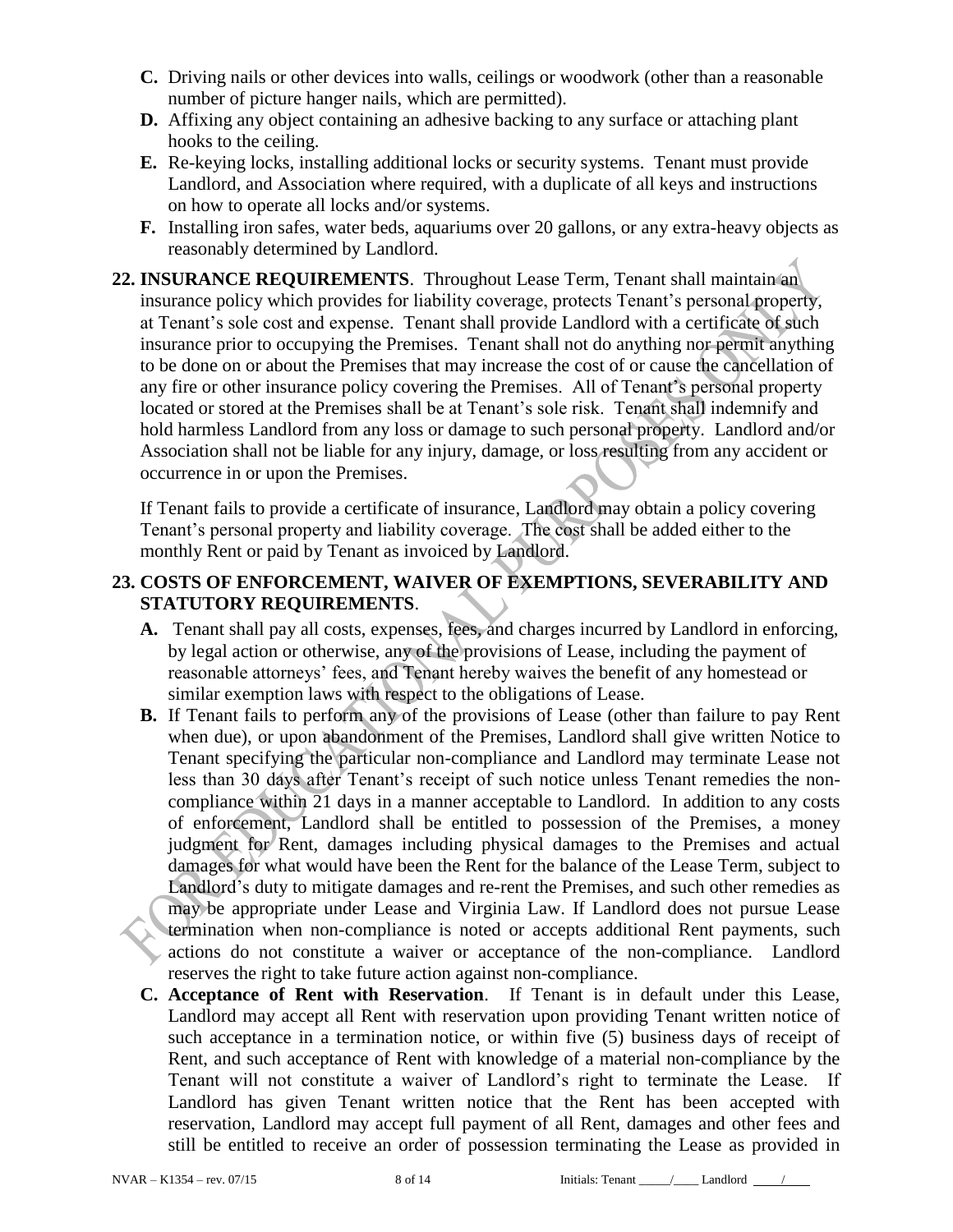- **C.** Driving nails or other devices into walls, ceilings or woodwork (other than a reasonable number of picture hanger nails, which are permitted).
- **D.** Affixing any object containing an adhesive backing to any surface or attaching plant hooks to the ceiling.
- **E.** Re-keying locks, installing additional locks or security systems. Tenant must provide Landlord, and Association where required, with a duplicate of all keys and instructions on how to operate all locks and/or systems.
- **F.** Installing iron safes, water beds, aquariums over 20 gallons, or any extra-heavy objects as reasonably determined by Landlord.

**22. INSURANCE REQUIREMENTS**. Throughout Lease Term, Tenant shall maintain an insurance policy which provides for liability coverage, protects Tenant's personal property, at Tenant's sole cost and expense. Tenant shall provide Landlord with a certificate of such insurance prior to occupying the Premises. Tenant shall not do anything nor permit anything to be done on or about the Premises that may increase the cost of or cause the cancellation of any fire or other insurance policy covering the Premises. All of Tenant's personal property located or stored at the Premises shall be at Tenant's sole risk. Tenant shall indemnify and hold harmless Landlord from any loss or damage to such personal property. Landlord and/or Association shall not be liable for any injury, damage, or loss resulting from any accident or occurrence in or upon the Premises.

If Tenant fails to provide a certificate of insurance, Landlord may obtain a policy covering Tenant's personal property and liability coverage. The cost shall be added either to the monthly Rent or paid by Tenant as invoiced by Landlord.

**23. COSTS OF ENFORCEMENT, WAIVER OF EXEMPTIONS, SEVERABILITY AND STATUTORY REQUIREMENTS**.

- **A.** Tenant shall pay all costs, expenses, fees, and charges incurred by Landlord in enforcing, by legal action or otherwise, any of the provisions of Lease, including the payment of reasonable attorneys' fees, and Tenant hereby waives the benefit of any homestead or similar exemption laws with respect to the obligations of Lease.
- **B.** If Tenant fails to perform any of the provisions of Lease (other than failure to pay Rent when due), or upon abandonment of the Premises, Landlord shall give written Notice to Tenant specifying the particular non-compliance and Landlord may terminate Lease not less than 30 days after Tenant's receipt of such notice unless Tenant remedies the non-compliance within 21 days in a manner acceptable to Landlord. In addition to any costs of enforcement, Landlord shall be entitled to possession of the Premises, a money judgment for Rent, damages including physical damages to the Premises and actual damages for what would have been the Rent for the balance of the Lease Term, subject to Landlord's duty to mitigate damages and re-rent the Premises, and such other remedies as may be appropriate under Lease and Virginia Law. If Landlord does not pursue Lease termination when non-compliance is noted or accepts additional Rent payments, such actions do not constitute a waiver or acceptance of the non-compliance. Landlord reserves the right to take future action against non-compliance.
- **C. Acceptance of Rent with Reservation**. If Tenant is in default under this Lease, Landlord may accept all Rent with reservation upon providing Tenant written notice of such acceptance in a termination notice, or within five (5) business days of receipt of Rent, and such acceptance of Rent with knowledge of a material non-compliance by the Tenant will not constitute a waiver of Landlord's right to terminate the Lease. If Landlord has given Tenant written notice that the Rent has been accepted with reservation, Landlord may accept full payment of all Rent, damages and other fees and still be entitled to receive an order of possession terminating the Lease as provided in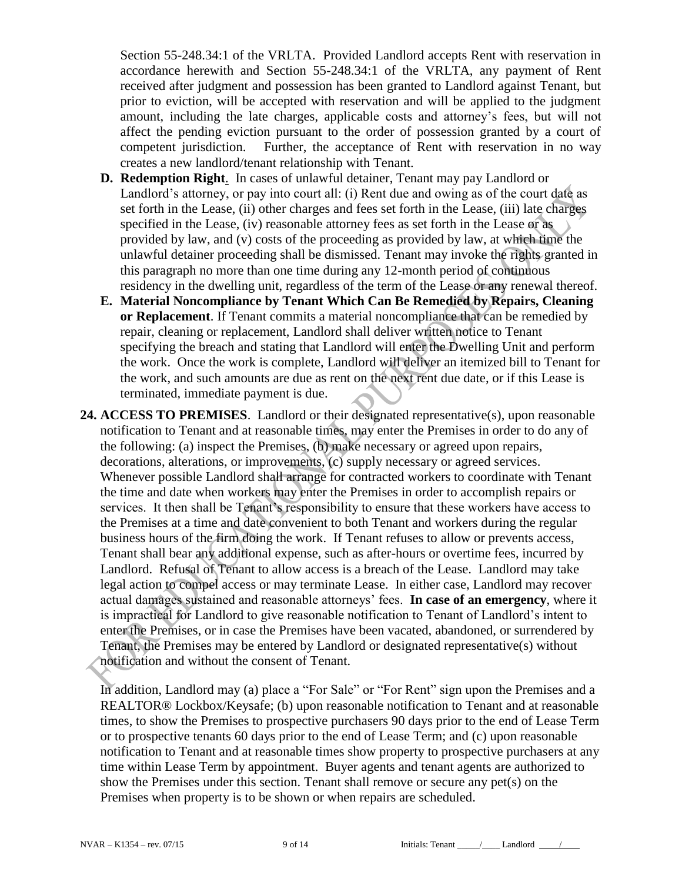Section 55-248.34:1 of the VRLTA. Provided Landlord accepts Rent with reservation in accordance herewith and Section 55-248.34:1 of the VRLTA, any payment of Rent received after judgment and possession has been granted to Landlord against Tenant, but prior to eviction, will be accepted with reservation and will be applied to the judgment amount, including the late charges, applicable costs and attorney's fees, but will not affect the pending eviction pursuant to the order of possession granted by a court of competent jurisdiction. Further, the acceptance of Rent with reservation in no way creates a new landlord/tenant relationship with Tenant.

**D. Redemption Right**. In cases of unlawful detainer, Tenant may pay Landlord or Landlord's attorney, or pay into court all: (i) Rent due and owing as of the court date as set forth in the Lease, (ii) other charges and fees set forth in the Lease, (iii) late charges specified in the Lease, (iv) reasonable attorney fees as set forth in the Lease or as provided by law, and (v) costs of the proceeding as provided by law, at which time the unlawful detainer proceeding shall be dismissed. Tenant may invoke the rights granted in this paragraph no more than one time during any 12-month period of continuous residency in the dwelling unit, regardless of the term of the Lease or any renewal thereof.

**E. Material Noncompliance by Tenant Which Can Be Remedied by Repairs, Cleaning or Replacement**. If Tenant commits a material noncompliance that can be remedied by repair, cleaning or replacement, Landlord shall deliver written notice to Tenant specifying the breach and stating that Landlord will enter the Dwelling Unit and perform the work. Once the work is complete, Landlord will deliver an itemized bill to Tenant for the work, and such amounts are due as rent on the next rent due date, or if this Lease is terminated, immediate payment is due.

**24. ACCESS TO PREMISES**. Landlord or their designated representative(s), upon reasonable notification to Tenant and at reasonable times, may enter the Premises in order to do any of the following: (a) inspect the Premises, (b) make necessary or agreed upon repairs, decorations, alterations, or improvements, (c) supply necessary or agreed services. Whenever possible Landlord shall arrange for contracted workers to coordinate with Tenant the time and date when workers may enter the Premises in order to accomplish repairs or services. It then shall be Tenant's responsibility to ensure that these workers have access to the Premises at a time and date convenient to both Tenant and workers during the regular business hours of the firm doing the work. If Tenant refuses to allow or prevents access, Tenant shall bear any additional expense, such as after-hours or overtime fees, incurred by Landlord. Refusal of Tenant to allow access is a breach of the Lease. Landlord may take legal action to compel access or may terminate Lease. In either case, Landlord may recover actual damages sustained and reasonable attorneys' fees. **In case of an emergency**, where it is impractical for Landlord to give reasonable notification to Tenant of Landlord's intent to enter the Premises, or in case the Premises have been vacated, abandoned, or surrendered by Tenant, the Premises may be entered by Landlord or designated representative(s) without notification and without the consent of Tenant.

In addition, Landlord may (a) place a "For Sale" or "For Rent" sign upon the Premises and a REALTOR® Lockbox/Keysafe; (b) upon reasonable notification to Tenant and at reasonable times, to show the Premises to prospective purchasers 90 days prior to the end of Lease Term or to prospective tenants 60 days prior to the end of Lease Term; and (c) upon reasonable notification to Tenant and at reasonable times show property to prospective purchasers at any time within Lease Term by appointment. Buyer agents and tenant agents are authorized to show the Premises under this section. Tenant shall remove or secure any pet(s) on the Premises when property is to be shown or when repairs are scheduled.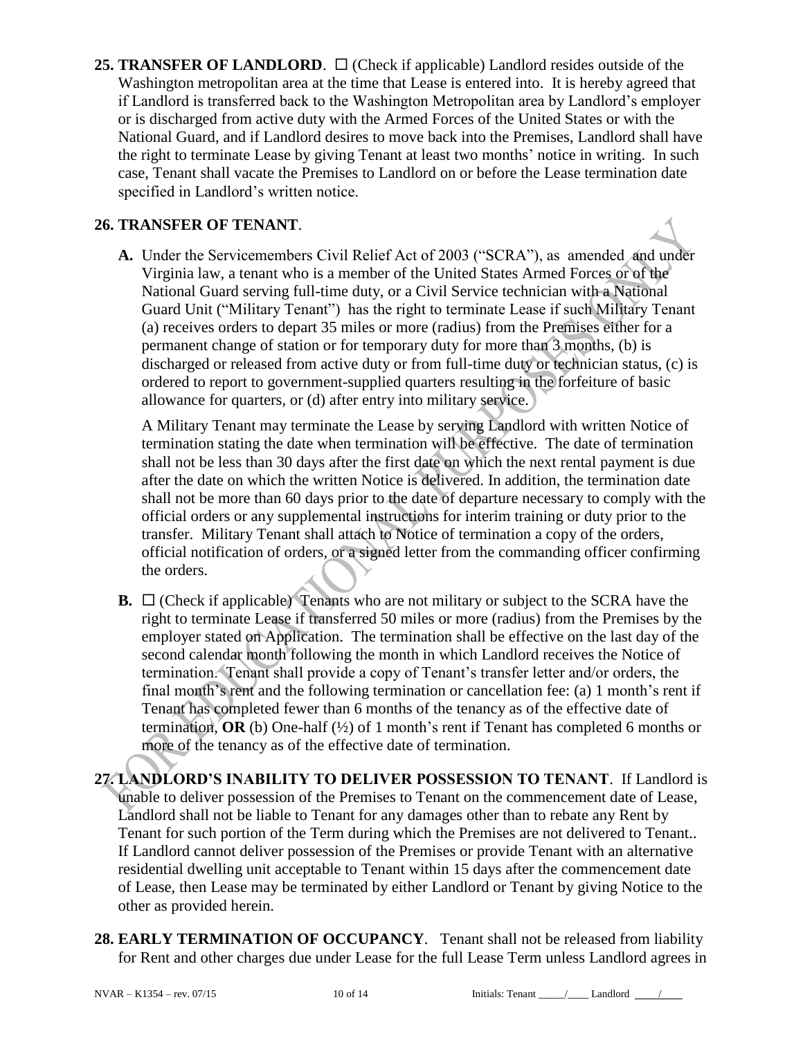**25. TRANSFER OF LANDLORD**. ☐ (Check if applicable) Landlord resides outside of the Washington metropolitan area at the time that Lease is entered into. It is hereby agreed that if Landlord is transferred back to the Washington Metropolitan area by Landlord's employer or is discharged from active duty with the Armed Forces of the United States or with the National Guard, and if Landlord desires to move back into the Premises, Landlord shall have the right to terminate Lease by giving Tenant at least two months' notice in writing. In such case, Tenant shall vacate the Premises to Landlord on or before the Lease termination date specified in Landlord's written notice.

**26. TRANSFER OF TENANT**.

**A.** Under the Servicemembers Civil Relief Act of 2003 ("SCRA"), as amended and under Virginia law, a tenant who is a member of the United States Armed Forces or of the National Guard serving full-time duty, or a Civil Service technician with a National Guard Unit ("Military Tenant") has the right to terminate Lease if such Military Tenant (a) receives orders to depart 35 miles or more (radius) from the Premises either for a permanent change of station or for temporary duty for more than 3 months, (b) is discharged or released from active duty or from full-time duty or technician status, (c) is ordered to report to government-supplied quarters resulting in the forfeiture of basic allowance for quarters, or (d) after entry into military service.

A Military Tenant may terminate the Lease by serving Landlord with written Notice of termination stating the date when termination will be effective. The date of termination shall not be less than 30 days after the first date on which the next rental payment is due after the date on which the written Notice is delivered. In addition, the termination date shall not be more than 60 days prior to the date of departure necessary to comply with the official orders or any supplemental instructions for interim training or duty prior to the transfer. Military Tenant shall attach to Notice of termination a copy of the orders, official notification of orders, or a signed letter from the commanding officer confirming the orders.

**B.** ☐ (Check if applicable) Tenants who are not military or subject to the SCRA have the right to terminate Lease if transferred 50 miles or more (radius) from the Premises by the employer stated on Application. The termination shall be effective on the last day of the second calendar month following the month in which Landlord receives the Notice of termination. Tenant shall provide a copy of Tenant's transfer letter and/or orders, the final month's rent and the following termination or cancellation fee: (a) 1 month's rent if Tenant has completed fewer than 6 months of the tenancy as of the effective date of termination, **OR** (b) One-half (½) of 1 month's rent if Tenant has completed 6 months or more of the tenancy as of the effective date of termination.

**27. LANDLORD'S INABILITY TO DELIVER POSSESSION TO TENANT**. If Landlord is unable to deliver possession of the Premises to Tenant on the commencement date of Lease, Landlord shall not be liable to Tenant for any damages other than to rebate any Rent by Tenant for such portion of the Term during which the Premises are not delivered to Tenant.. If Landlord cannot deliver possession of the Premises or provide Tenant with an alternative residential dwelling unit acceptable to Tenant within 15 days after the commencement date of Lease, then Lease may be terminated by either Landlord or Tenant by giving Notice to the other as provided herein.

**28. EARLY TERMINATION OF OCCUPANCY**. Tenant shall not be released from liability for Rent and other charges due under Lease for the full Lease Term unless Landlord agrees in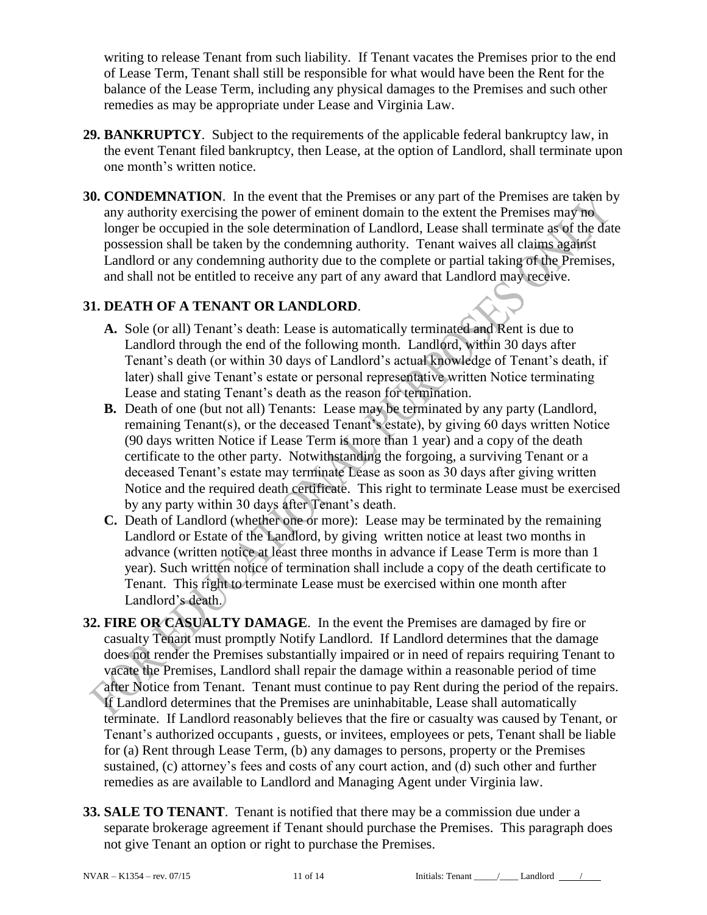writing to release Tenant from such liability. If Tenant vacates the Premises prior to the end of Lease Term, Tenant shall still be responsible for what would have been the Rent for the balance of the Lease Term, including any physical damages to the Premises and such other remedies as may be appropriate under Lease and Virginia Law.

**29. BANKRUPTCY**. Subject to the requirements of the applicable federal bankruptcy law, in the event Tenant filed bankruptcy, then Lease, at the option of Landlord, shall terminate upon one month's written notice.

**30. CONDEMNATION**. In the event that the Premises or any part of the Premises are taken by any authority exercising the power of eminent domain to the extent the Premises may no longer be occupied in the sole determination of Landlord, Lease shall terminate as of the date possession shall be taken by the condemning authority. Tenant waives all claims against Landlord or any condemning authority due to the complete or partial taking of the Premises, and shall not be entitled to receive any part of any award that Landlord may receive.

**31. DEATH OF A TENANT OR LANDLORD**.

**A.** Sole (or all) Tenant's death: Lease is automatically terminated and Rent is due to Landlord through the end of the following month. Landlord, within 30 days after Tenant's death (or within 30 days of Landlord's actual knowledge of Tenant's death, if later) shall give Tenant's estate or personal representative written Notice terminating Lease and stating Tenant's death as the reason for termination.

**B.** Death of one (but not all) Tenants: Lease may be terminated by any party (Landlord, remaining Tenant(s), or the deceased Tenant's estate), by giving 60 days written Notice (90 days written Notice if Lease Term is more than 1 year) and a copy of the death certificate to the other party. Notwithstanding the forgoing, a surviving Tenant or a deceased Tenant's estate may terminate Lease as soon as 30 days after giving written Notice and the required death certificate. This right to terminate Lease must be exercised by any party within 30 days after Tenant's death.

**C.** Death of Landlord (whether one or more): Lease may be terminated by the remaining Landlord or Estate of the Landlord, by giving written notice at least two months in advance (written notice at least three months in advance if Lease Term is more than 1 year). Such written notice of termination shall include a copy of the death certificate to Tenant. This right to terminate Lease must be exercised within one month after Landlord's death.

**32. FIRE OR CASUALTY DAMAGE**. In the event the Premises are damaged by fire or casualty Tenant must promptly Notify Landlord. If Landlord determines that the damage does not render the Premises substantially impaired or in need of repairs requiring Tenant to vacate the Premises, Landlord shall repair the damage within a reasonable period of time after Notice from Tenant. Tenant must continue to pay Rent during the period of the repairs. If Landlord determines that the Premises are uninhabitable, Lease shall automatically terminate. If Landlord reasonably believes that the fire or casualty was caused by Tenant, or Tenant's authorized occupants , guests, or invitees, employees or pets, Tenant shall be liable for (a) Rent through Lease Term, (b) any damages to persons, property or the Premises sustained, (c) attorney's fees and costs of any court action, and (d) such other and further remedies as are available to Landlord and Managing Agent under Virginia law.

**33. SALE TO TENANT**. Tenant is notified that there may be a commission due under a separate brokerage agreement if Tenant should purchase the Premises. This paragraph does not give Tenant an option or right to purchase the Premises.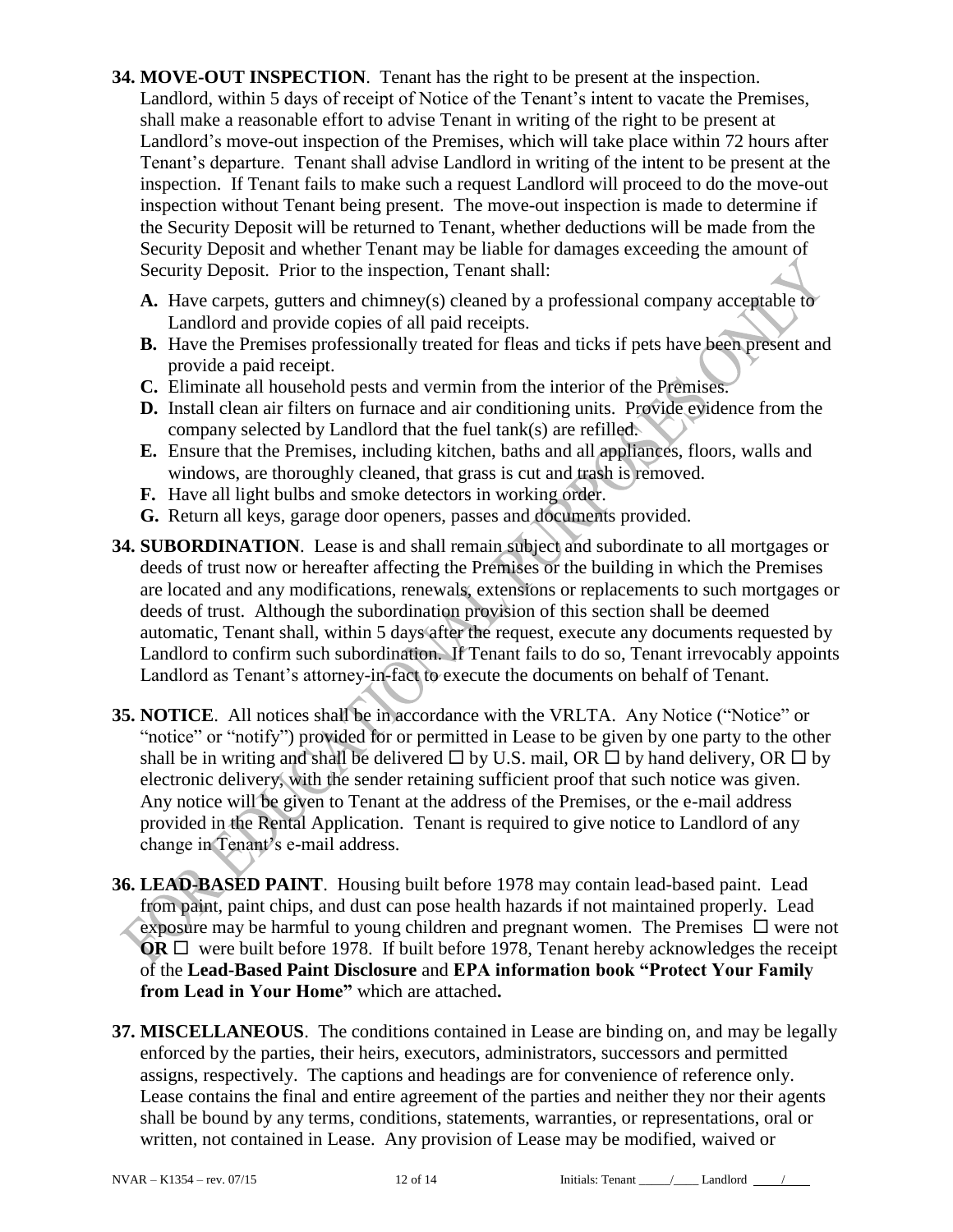**34. MOVE-OUT INSPECTION**. Tenant has the right to be present at the inspection. Landlord, within 5 days of receipt of Notice of the Tenant's intent to vacate the Premises, shall make a reasonable effort to advise Tenant in writing of the right to be present at Landlord's move-out inspection of the Premises, which will take place within 72 hours after Tenant's departure. Tenant shall advise Landlord in writing of the intent to be present at the inspection. If Tenant fails to make such a request Landlord will proceed to do the move-out inspection without Tenant being present. The move-out inspection is made to determine if the Security Deposit will be returned to Tenant, whether deductions will be made from the Security Deposit and whether Tenant may be liable for damages exceeding the amount of Security Deposit. Prior to the inspection, Tenant shall:

- **A.** Have carpets, gutters and chimney(s) cleaned by a professional company acceptable to Landlord and provide copies of all paid receipts.
- **B.** Have the Premises professionally treated for fleas and ticks if pets have been present and provide a paid receipt.
- **C.** Eliminate all household pests and vermin from the interior of the Premises.
- **D.** Install clean air filters on furnace and air conditioning units. Provide evidence from the company selected by Landlord that the fuel tank(s) are refilled.
- **E.** Ensure that the Premises, including kitchen, baths and all appliances, floors, walls and windows, are thoroughly cleaned, that grass is cut and trash is removed.
- **F.** Have all light bulbs and smoke detectors in working order.
- **G.** Return all keys, garage door openers, passes and documents provided.

**34. SUBORDINATION**. Lease is and shall remain subject and subordinate to all mortgages or deeds of trust now or hereafter affecting the Premises or the building in which the Premises are located and any modifications, renewals, extensions or replacements to such mortgages or deeds of trust. Although the subordination provision of this section shall be deemed automatic, Tenant shall, within 5 days after the request, execute any documents requested by Landlord to confirm such subordination. If Tenant fails to do so, Tenant irrevocably appoints Landlord as Tenant's attorney-in-fact to execute the documents on behalf of Tenant.

**35. NOTICE**. All notices shall be in accordance with the VRLTA. Any Notice ("Notice" or "notice" or "notify") provided for or permitted in Lease to be given by one party to the other shall be in writing and shall be delivered ☐ by U.S. mail, OR ☐ by hand delivery, OR ☐ by electronic delivery, with the sender retaining sufficient proof that such notice was given. Any notice will be given to Tenant at the address of the Premises, or the e-mail address provided in the Rental Application. Tenant is required to give notice to Landlord of any change in Tenant's e-mail address.

**36. LEAD-BASED PAINT**. Housing built before 1978 may contain lead-based paint. Lead from paint, paint chips, and dust can pose health hazards if not maintained properly. Lead exposure may be harmful to young children and pregnant women. The Premises ☐ were not **OR** ☐ were built before 1978. If built before 1978, Tenant hereby acknowledges the receipt of the **Lead-Based Paint Disclosure** and **EPA information book "Protect Your Family from Lead in Your Home"** which are attached**.**

**37. MISCELLANEOUS**. The conditions contained in Lease are binding on, and may be legally enforced by the parties, their heirs, executors, administrators, successors and permitted assigns, respectively. The captions and headings are for convenience of reference only. Lease contains the final and entire agreement of the parties and neither they nor their agents shall be bound by any terms, conditions, statements, warranties, or representations, oral or written, not contained in Lease. Any provision of Lease may be modified, waived or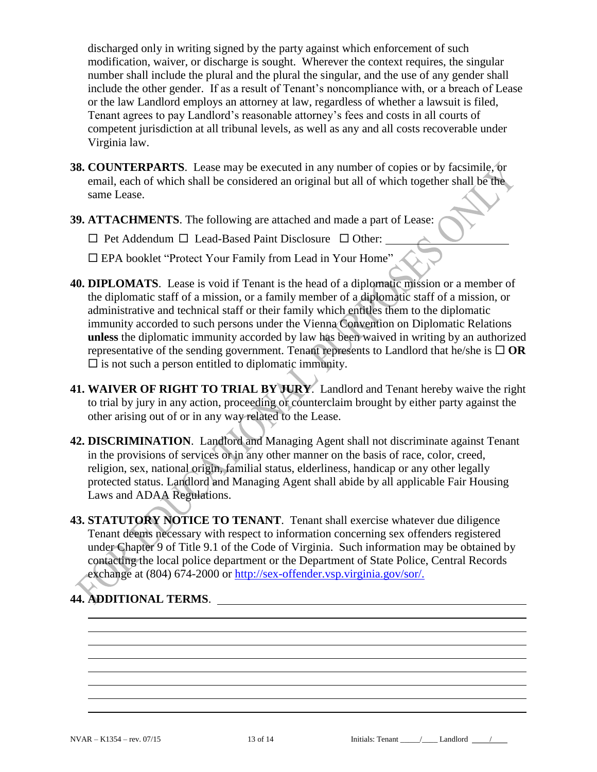discharged only in writing signed by the party against which enforcement of such modification, waiver, or discharge is sought. Wherever the context requires, the singular number shall include the plural and the plural the singular, and the use of any gender shall include the other gender. If as a result of Tenant's noncompliance with, or a breach of Lease or the law Landlord employs an attorney at law, regardless of whether a lawsuit is filed, Tenant agrees to pay Landlord's reasonable attorney's fees and costs in all courts of competent jurisdiction at all tribunal levels, as well as any and all costs recoverable under Virginia law.

**38. COUNTERPARTS**. Lease may be executed in any number of copies or by facsimile, or email, each of which shall be considered an original but all of which together shall be the same Lease.

**39. ATTACHMENTS**. The following are attached and made a part of Lease:

☐ Pet Addendum ☐ Lead-Based Paint Disclosure ☐ Other: ____________________

☐ EPA booklet "Protect Your Family from Lead in Your Home"

**40. DIPLOMATS**. Lease is void if Tenant is the head of a diplomatic mission or a member of the diplomatic staff of a mission, or a family member of a diplomatic staff of a mission, or administrative and technical staff or their family which entitles them to the diplomatic immunity accorded to such persons under the Vienna Convention on Diplomatic Relations **unless** the diplomatic immunity accorded by law has been waived in writing by an authorized representative of the sending government. Tenant represents to Landlord that he/she is ☐ **OR** ☐ is not such a person entitled to diplomatic immunity.

**41. WAIVER OF RIGHT TO TRIAL BY JURY**. Landlord and Tenant hereby waive the right to trial by jury in any action, proceeding or counterclaim brought by either party against the other arising out of or in any way related to the Lease.

**42. DISCRIMINATION**. Landlord and Managing Agent shall not discriminate against Tenant in the provisions of services or in any other manner on the basis of race, color, creed, religion, sex, national origin, familial status, elderliness, handicap or any other legally protected status. Landlord and Managing Agent shall abide by all applicable Fair Housing Laws and ADAA Regulations.

**43. STATUTORY NOTICE TO TENANT**. Tenant shall exercise whatever due diligence Tenant deems necessary with respect to information concerning sex offenders registered under Chapter 9 of Title 9.1 of the Code of Virginia. Such information may be obtained by contacting the local police department or the Department of State Police, Central Records exchange at (804) 674-2000 or http://sex-offender.vsp.virginia.gov/sor/.

**44. ADDITIONAL TERMS**. ____________________________________________

______________________________________________________________

______________________________________________________________

______________________________________________________________

______________________________________________________________

______________________________________________________________

______________________________________________________________

______________________________________________________________

______________________________________________________________

NVAR – K1354 – rev. 07/15

Initials: Tenant _____/____ Landlord ____/____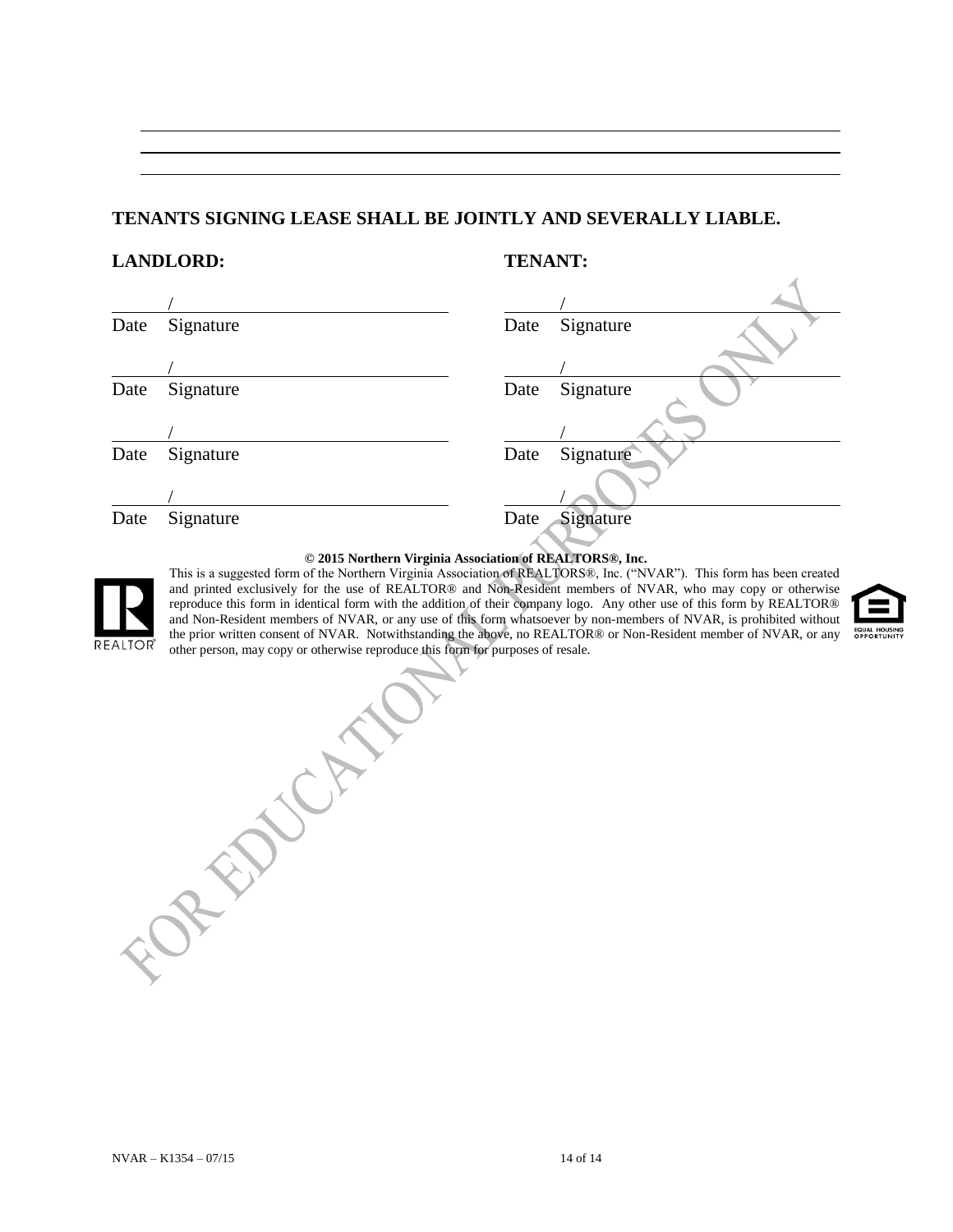**TENANTS SIGNING LEASE SHALL BE JOINTLY AND SEVERALLY LIABLE.**

| **LANDLORD:** | | **TENANT:** | |
|---|---|---|---|
| Date | Signature | Date | Signature |
| Date | Signature | Date | Signature |
| Date | Signature | Date | Signature |
| Date | Signature | Date | Signature |

**© 2015 Northern Virginia Association of REALTORS®, Inc.**

This is a suggested form of the Northern Virginia Association of REALTORS®, Inc. ("NVAR"). This form has been created and printed exclusively for the use of REALTOR® and Non-Resident members of NVAR, who may copy or otherwise reproduce this form in identical form with the addition of their company logo. Any other use of this form by REALTOR® and Non-Resident members of NVAR, or any use of this form whatsoever by non-members of NVAR, is prohibited without the prior written consent of NVAR. Notwithstanding the above, no REALTOR® or Non-Resident member of NVAR, or any other person, may copy or otherwise reproduce this form for purposes of resale.

FOR EDUCATIONAL PURPOSES ONLY

NVAR – K1354 – 07/15